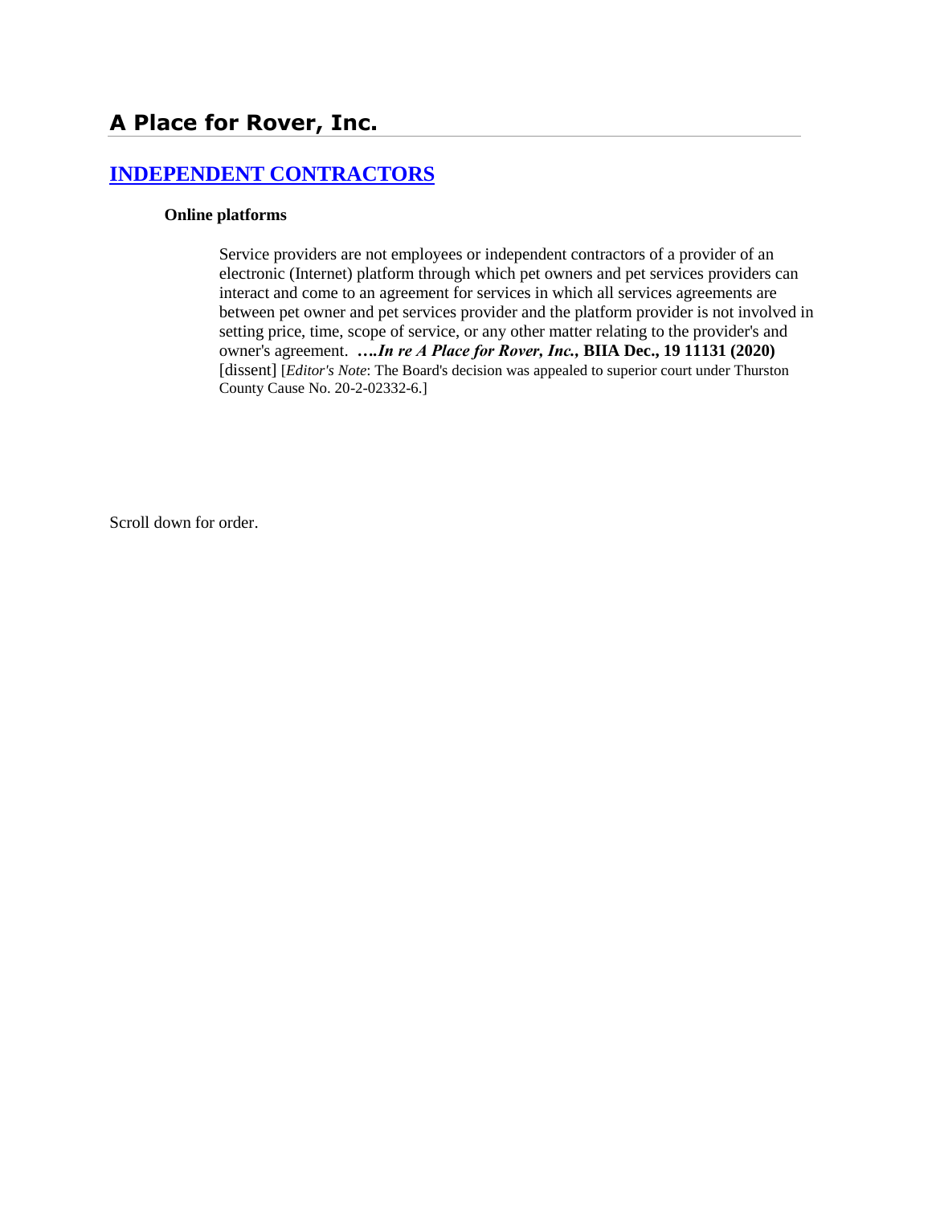## A Place for Rover, Inc.

### INDEPENDENT CONTRACTORS

**Online platforms**

Service providers are not employees or independent contractors of a provider of an electronic (Internet) platform through which pet owners and pet services providers can interact and come to an agreement for services in which all services agreements are between pet owner and pet services provider and the platform provider is not involved in setting price, time, scope of service, or any other matter relating to the provider's and owner's agreement. **….*In re A Place for Rover, Inc.*, BIIA Dec., 19 11131 (2020)** [dissent] [*Editor's Note*: The Board's decision was appealed to superior court under Thurston County Cause No. 20-2-02332-6.]

Scroll down for order.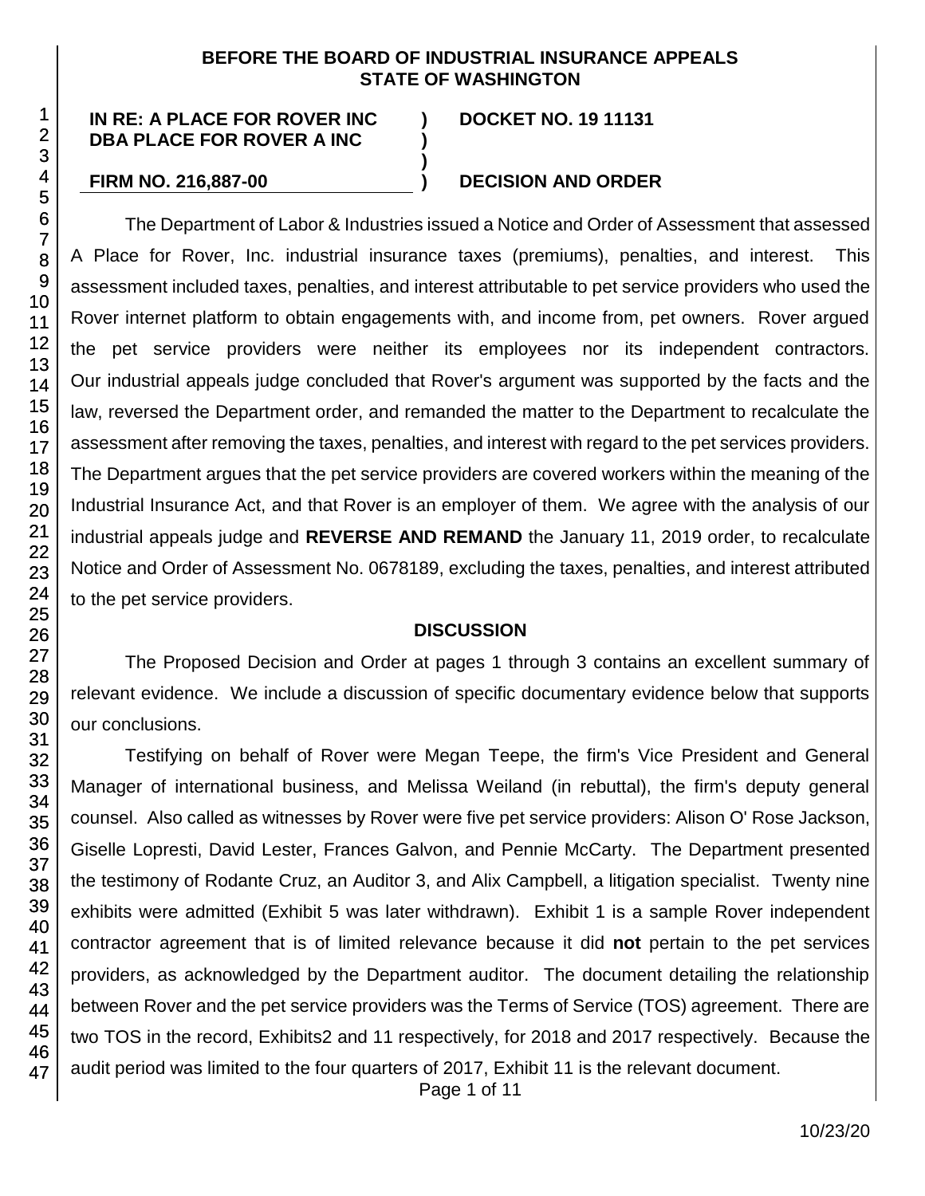**BEFORE THE BOARD OF INDUSTRIAL INSURANCE APPEALS**
**STATE OF WASHINGTON**

| | | |
|---|---|---|
| **IN RE: A PLACE FOR ROVER INC DBA PLACE FOR ROVER A INC** | **)** | **DOCKET NO. 19 11131** |
| **FIRM NO. 216,887-00** | **)** | **DECISION AND ORDER** |

The Department of Labor & Industries issued a Notice and Order of Assessment that assessed A Place for Rover, Inc. industrial insurance taxes (premiums), penalties, and interest. This assessment included taxes, penalties, and interest attributable to pet service providers who used the Rover internet platform to obtain engagements with, and income from, pet owners. Rover argued the pet service providers were neither its employees nor its independent contractors. Our industrial appeals judge concluded that Rover's argument was supported by the facts and the law, reversed the Department order, and remanded the matter to the Department to recalculate the assessment after removing the taxes, penalties, and interest with regard to the pet services providers. The Department argues that the pet service providers are covered workers within the meaning of the Industrial Insurance Act, and that Rover is an employer of them. We agree with the analysis of our industrial appeals judge and **REVERSE AND REMAND** the January 11, 2019 order, to recalculate Notice and Order of Assessment No. 0678189, excluding the taxes, penalties, and interest attributed to the pet service providers.

## DISCUSSION

The Proposed Decision and Order at pages 1 through 3 contains an excellent summary of relevant evidence. We include a discussion of specific documentary evidence below that supports our conclusions.

Testifying on behalf of Rover were Megan Teepe, the firm's Vice President and General Manager of international business, and Melissa Weiland (in rebuttal), the firm's deputy general counsel. Also called as witnesses by Rover were five pet service providers: Alison O' Rose Jackson, Giselle Lopresti, David Lester, Frances Galvon, and Pennie McCarty. The Department presented the testimony of Rodante Cruz, an Auditor 3, and Alix Campbell, a litigation specialist. Twenty nine exhibits were admitted (Exhibit 5 was later withdrawn). Exhibit 1 is a sample Rover independent contractor agreement that is of limited relevance because it did **not** pertain to the pet services providers, as acknowledged by the Department auditor. The document detailing the relationship between Rover and the pet service providers was the Terms of Service (TOS) agreement. There are two TOS in the record, Exhibits2 and 11 respectively, for 2018 and 2017 respectively. Because the audit period was limited to the four quarters of 2017, Exhibit 11 is the relevant document.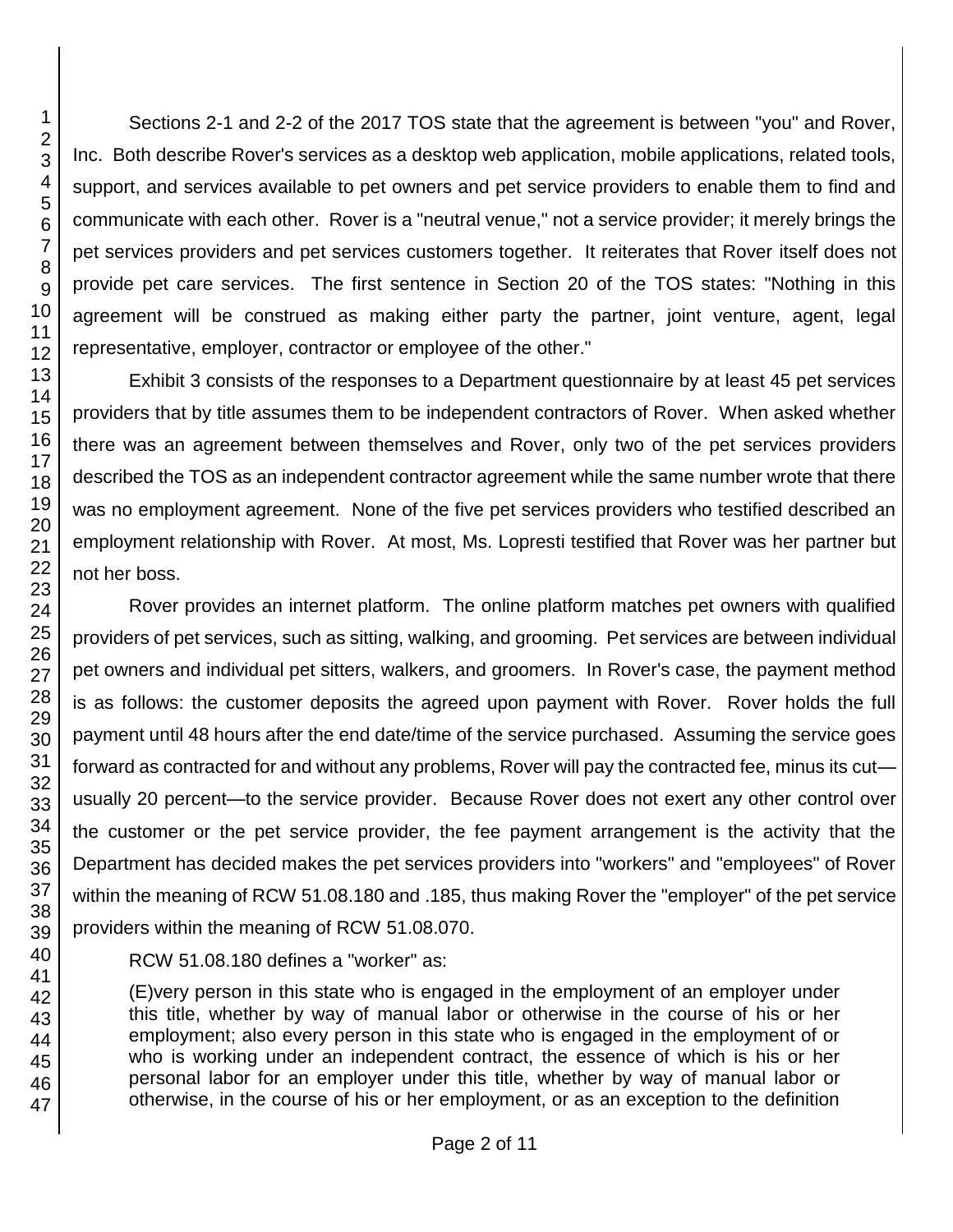Sections 2-1 and 2-2 of the 2017 TOS state that the agreement is between "you" and Rover, Inc. Both describe Rover's services as a desktop web application, mobile applications, related tools, support, and services available to pet owners and pet service providers to enable them to find and communicate with each other. Rover is a "neutral venue," not a service provider; it merely brings the pet services providers and pet services customers together. It reiterates that Rover itself does not provide pet care services. The first sentence in Section 20 of the TOS states: "Nothing in this agreement will be construed as making either party the partner, joint venture, agent, legal representative, employer, contractor or employee of the other."

Exhibit 3 consists of the responses to a Department questionnaire by at least 45 pet services providers that by title assumes them to be independent contractors of Rover. When asked whether there was an agreement between themselves and Rover, only two of the pet services providers described the TOS as an independent contractor agreement while the same number wrote that there was no employment agreement. None of the five pet services providers who testified described an employment relationship with Rover. At most, Ms. Lopresti testified that Rover was her partner but not her boss.

Rover provides an internet platform. The online platform matches pet owners with qualified providers of pet services, such as sitting, walking, and grooming. Pet services are between individual pet owners and individual pet sitters, walkers, and groomers. In Rover's case, the payment method is as follows: the customer deposits the agreed upon payment with Rover. Rover holds the full payment until 48 hours after the end date/time of the service purchased. Assuming the service goes forward as contracted for and without any problems, Rover will pay the contracted fee, minus its cut—usually 20 percent—to the service provider. Because Rover does not exert any other control over the customer or the pet service provider, the fee payment arrangement is the activity that the Department has decided makes the pet services providers into "workers" and "employees" of Rover within the meaning of RCW 51.08.180 and .185, thus making Rover the "employer" of the pet service providers within the meaning of RCW 51.08.070.

RCW 51.08.180 defines a "worker" as:

> (E)very person in this state who is engaged in the employment of an employer under this title, whether by way of manual labor or otherwise in the course of his or her employment; also every person in this state who is engaged in the employment of or who is working under an independent contract, the essence of which is his or her personal labor for an employer under this title, whether by way of manual labor or otherwise, in the course of his or her employment, or as an exception to the definition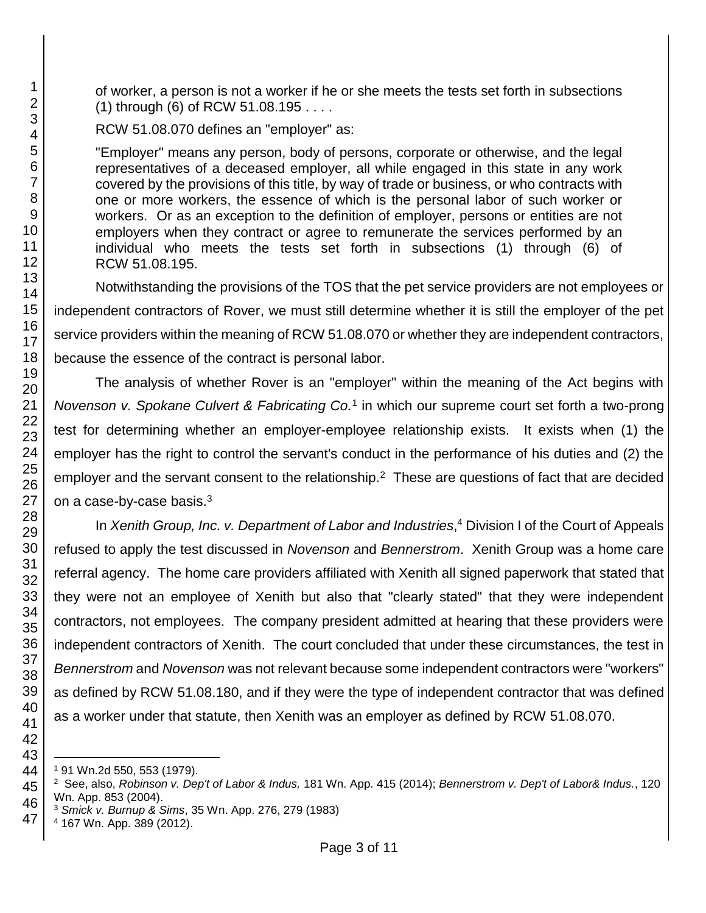of worker, a person is not a worker if he or she meets the tests set forth in subsections (1) through (6) of RCW 51.08.195 . . . .

RCW 51.08.070 defines an "employer" as:

"Employer" means any person, body of persons, corporate or otherwise, and the legal representatives of a deceased employer, all while engaged in this state in any work covered by the provisions of this title, by way of trade or business, or who contracts with one or more workers, the essence of which is the personal labor of such worker or workers. Or as an exception to the definition of employer, persons or entities are not employers when they contract or agree to remunerate the services performed by an individual who meets the tests set forth in subsections (1) through (6) of RCW 51.08.195.

Notwithstanding the provisions of the TOS that the pet service providers are not employees or independent contractors of Rover, we must still determine whether it is still the employer of the pet service providers within the meaning of RCW 51.08.070 or whether they are independent contractors, because the essence of the contract is personal labor.

The analysis of whether Rover is an "employer" within the meaning of the Act begins with *Novenson v. Spokane Culvert & Fabricating Co.*[1] in which our supreme court set forth a two-prong test for determining whether an employer-employee relationship exists. It exists when (1) the employer has the right to control the servant's conduct in the performance of his duties and (2) the employer and the servant consent to the relationship.[2] These are questions of fact that are decided on a case-by-case basis.[3]

In *Xenith Group, Inc. v. Department of Labor and Industries*,[4] Division I of the Court of Appeals refused to apply the test discussed in *Novenson* and *Bennerstrom*. Xenith Group was a home care referral agency. The home care providers affiliated with Xenith all signed paperwork that stated that they were not an employee of Xenith but also that "clearly stated" that they were independent contractors, not employees. The company president admitted at hearing that these providers were independent contractors of Xenith. The court concluded that under these circumstances, the test in *Bennerstrom* and *Novenson* was not relevant because some independent contractors were "workers" as defined by RCW 51.08.180, and if they were the type of independent contractor that was defined as a worker under that statute, then Xenith was an employer as defined by RCW 51.08.070.

---

[1] 91 Wn.2d 550, 553 (1979).

[2] See, also, *Robinson v. Dep't of Labor & Indus,* 181 Wn. App. 415 (2014); *Bennerstrom v. Dep't of Labor& Indus.*, 120 Wn. App. 853 (2004).

[3] *Smick v. Burnup & Sims*, 35 Wn. App. 276, 279 (1983)

[4] 167 Wn. App. 389 (2012).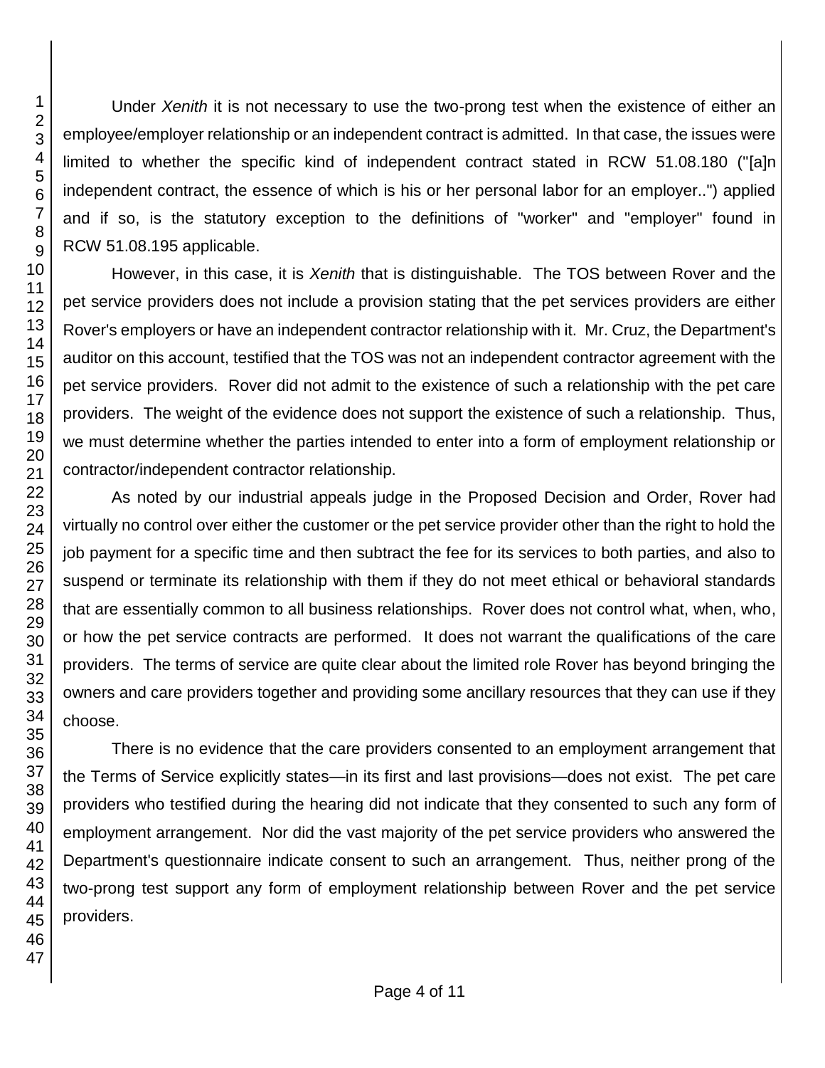Under *Xenith* it is not necessary to use the two-prong test when the existence of either an employee/employer relationship or an independent contract is admitted. In that case, the issues were limited to whether the specific kind of independent contract stated in RCW 51.08.180 ("[a]n independent contract, the essence of which is his or her personal labor for an employer..") applied and if so, is the statutory exception to the definitions of "worker" and "employer" found in RCW 51.08.195 applicable.

However, in this case, it is *Xenith* that is distinguishable. The TOS between Rover and the pet service providers does not include a provision stating that the pet services providers are either Rover's employers or have an independent contractor relationship with it. Mr. Cruz, the Department's auditor on this account, testified that the TOS was not an independent contractor agreement with the pet service providers. Rover did not admit to the existence of such a relationship with the pet care providers. The weight of the evidence does not support the existence of such a relationship. Thus, we must determine whether the parties intended to enter into a form of employment relationship or contractor/independent contractor relationship.

As noted by our industrial appeals judge in the Proposed Decision and Order, Rover had virtually no control over either the customer or the pet service provider other than the right to hold the job payment for a specific time and then subtract the fee for its services to both parties, and also to suspend or terminate its relationship with them if they do not meet ethical or behavioral standards that are essentially common to all business relationships. Rover does not control what, when, who, or how the pet service contracts are performed. It does not warrant the qualifications of the care providers. The terms of service are quite clear about the limited role Rover has beyond bringing the owners and care providers together and providing some ancillary resources that they can use if they choose.

There is no evidence that the care providers consented to an employment arrangement that the Terms of Service explicitly states—in its first and last provisions—does not exist. The pet care providers who testified during the hearing did not indicate that they consented to such any form of employment arrangement. Nor did the vast majority of the pet service providers who answered the Department's questionnaire indicate consent to such an arrangement. Thus, neither prong of the two-prong test support any form of employment relationship between Rover and the pet service providers.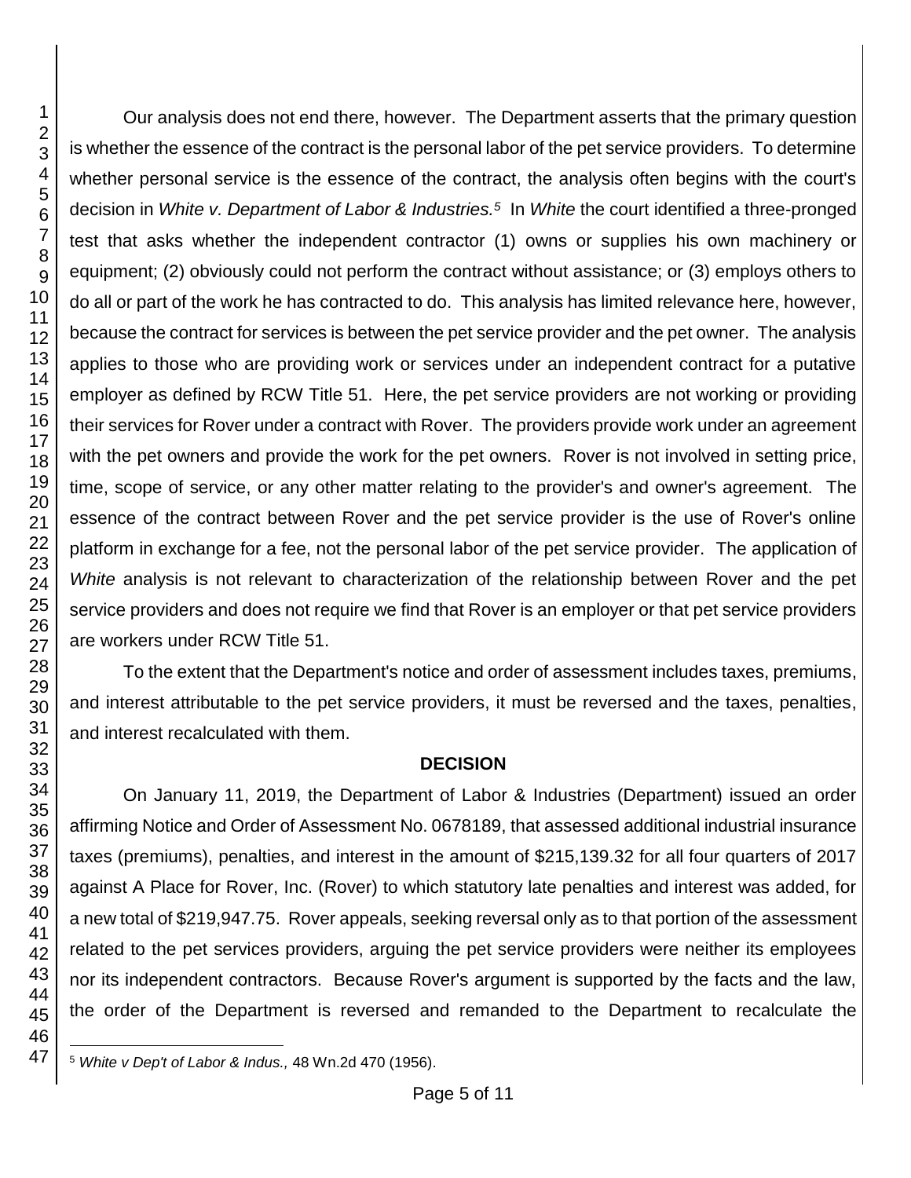Our analysis does not end there, however. The Department asserts that the primary question is whether the essence of the contract is the personal labor of the pet service providers. To determine whether personal service is the essence of the contract, the analysis often begins with the court's decision in *White v. Department of Labor & Industries.*[5] In *White* the court identified a three-pronged test that asks whether the independent contractor (1) owns or supplies his own machinery or equipment; (2) obviously could not perform the contract without assistance; or (3) employs others to do all or part of the work he has contracted to do. This analysis has limited relevance here, however, because the contract for services is between the pet service provider and the pet owner. The analysis applies to those who are providing work or services under an independent contract for a putative employer as defined by RCW Title 51. Here, the pet service providers are not working or providing their services for Rover under a contract with Rover. The providers provide work under an agreement with the pet owners and provide the work for the pet owners. Rover is not involved in setting price, time, scope of service, or any other matter relating to the provider's and owner's agreement. The essence of the contract between Rover and the pet service provider is the use of Rover's online platform in exchange for a fee, not the personal labor of the pet service provider. The application of *White* analysis is not relevant to characterization of the relationship between Rover and the pet service providers and does not require we find that Rover is an employer or that pet service providers are workers under RCW Title 51.

To the extent that the Department's notice and order of assessment includes taxes, premiums, and interest attributable to the pet service providers, it must be reversed and the taxes, penalties, and interest recalculated with them.

**DECISION**

On January 11, 2019, the Department of Labor & Industries (Department) issued an order affirming Notice and Order of Assessment No. 0678189, that assessed additional industrial insurance taxes (premiums), penalties, and interest in the amount of $215,139.32 for all four quarters of 2017 against A Place for Rover, Inc. (Rover) to which statutory late penalties and interest was added, for a new total of $219,947.75. Rover appeals, seeking reversal only as to that portion of the assessment related to the pet services providers, arguing the pet service providers were neither its employees nor its independent contractors. Because Rover's argument is supported by the facts and the law, the order of the Department is reversed and remanded to the Department to recalculate the

[5] *White v Dep't of Labor & Indus.,* 48 Wn.2d 470 (1956).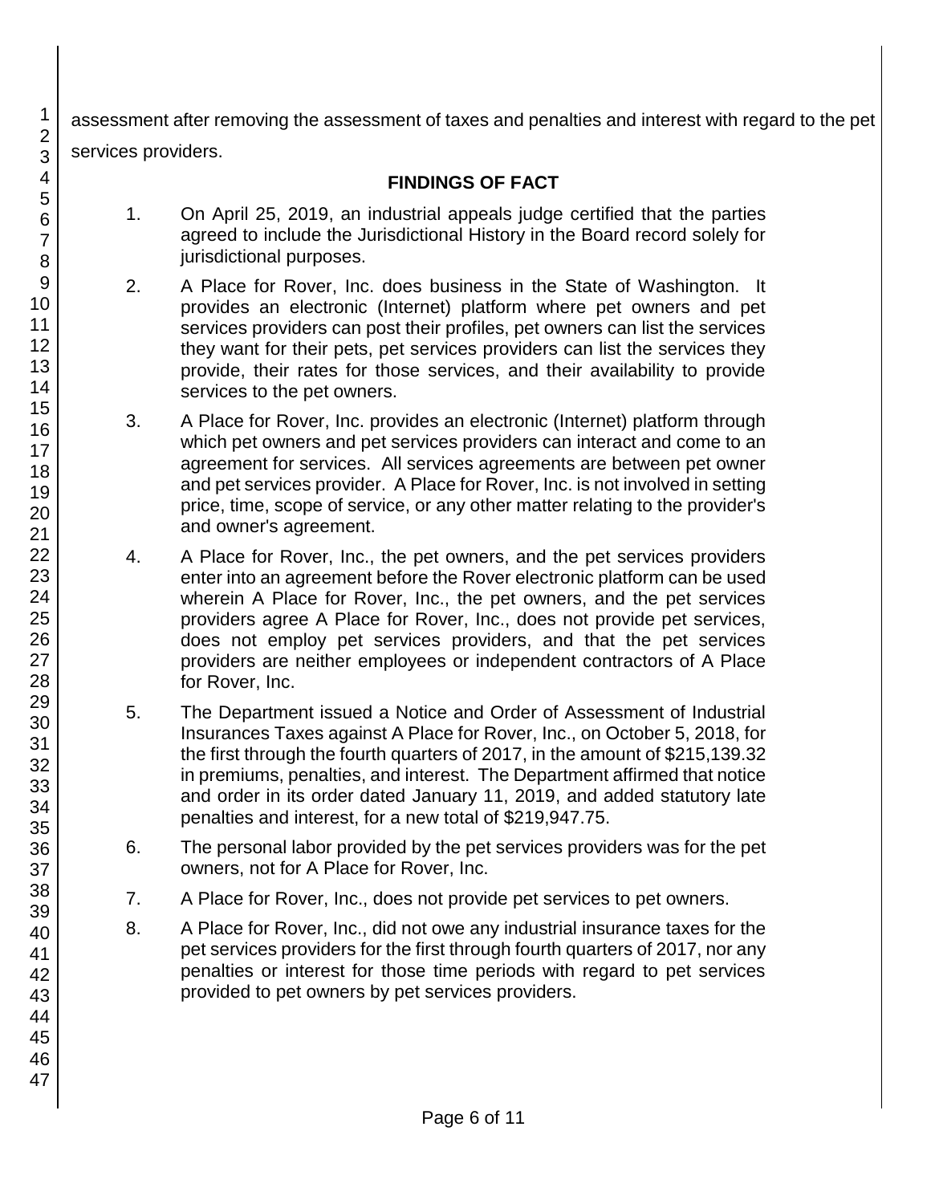assessment after removing the assessment of taxes and penalties and interest with regard to the pet services providers.

## FINDINGS OF FACT

1. On April 25, 2019, an industrial appeals judge certified that the parties agreed to include the Jurisdictional History in the Board record solely for jurisdictional purposes.

2. A Place for Rover, Inc. does business in the State of Washington. It provides an electronic (Internet) platform where pet owners and pet services providers can post their profiles, pet owners can list the services they want for their pets, pet services providers can list the services they provide, their rates for those services, and their availability to provide services to the pet owners.

3. A Place for Rover, Inc. provides an electronic (Internet) platform through which pet owners and pet services providers can interact and come to an agreement for services. All services agreements are between pet owner and pet services provider. A Place for Rover, Inc. is not involved in setting price, time, scope of service, or any other matter relating to the provider's and owner's agreement.

4. A Place for Rover, Inc., the pet owners, and the pet services providers enter into an agreement before the Rover electronic platform can be used wherein A Place for Rover, Inc., the pet owners, and the pet services providers agree A Place for Rover, Inc., does not provide pet services, does not employ pet services providers, and that the pet services providers are neither employees or independent contractors of A Place for Rover, Inc.

5. The Department issued a Notice and Order of Assessment of Industrial Insurances Taxes against A Place for Rover, Inc., on October 5, 2018, for the first through the fourth quarters of 2017, in the amount of $215,139.32 in premiums, penalties, and interest. The Department affirmed that notice and order in its order dated January 11, 2019, and added statutory late penalties and interest, for a new total of $219,947.75.

6. The personal labor provided by the pet services providers was for the pet owners, not for A Place for Rover, Inc.

7. A Place for Rover, Inc., does not provide pet services to pet owners.

8. A Place for Rover, Inc., did not owe any industrial insurance taxes for the pet services providers for the first through fourth quarters of 2017, nor any penalties or interest for those time periods with regard to pet services provided to pet owners by pet services providers.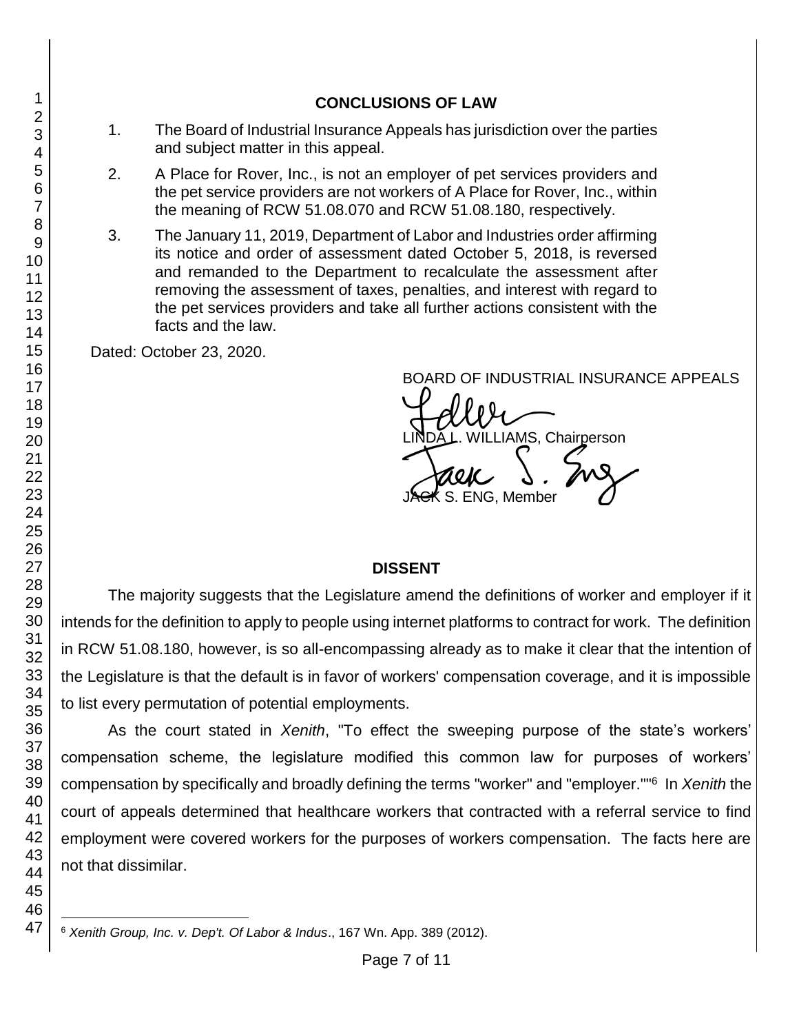## CONCLUSIONS OF LAW

1. The Board of Industrial Insurance Appeals has jurisdiction over the parties and subject matter in this appeal.
2. A Place for Rover, Inc., is not an employer of pet services providers and the pet service providers are not workers of A Place for Rover, Inc., within the meaning of RCW 51.08.070 and RCW 51.08.180, respectively.
3. The January 11, 2019, Department of Labor and Industries order affirming its notice and order of assessment dated October 5, 2018, is reversed and remanded to the Department to recalculate the assessment after removing the assessment of taxes, penalties, and interest with regard to the pet services providers and take all further actions consistent with the facts and the law.

Dated: October 23, 2020.

BOARD OF INDUSTRIAL INSURANCE APPEALS

LINDA L. WILLIAMS, Chairperson

JACK S. ENG, Member

## DISSENT

The majority suggests that the Legislature amend the definitions of worker and employer if it intends for the definition to apply to people using internet platforms to contract for work. The definition in RCW 51.08.180, however, is so all-encompassing already as to make it clear that the intention of the Legislature is that the default is in favor of workers' compensation coverage, and it is impossible to list every permutation of potential employments.

As the court stated in *Xenith*, "To effect the sweeping purpose of the state's workers' compensation scheme, the legislature modified this common law for purposes of workers' compensation by specifically and broadly defining the terms "worker" and "employer.""[6] In *Xenith* the court of appeals determined that healthcare workers that contracted with a referral service to find employment were covered workers for the purposes of workers compensation. The facts here are not that dissimilar.

[6] *Xenith Group, Inc. v. Dep't. Of Labor & Indus*., 167 Wn. App. 389 (2012).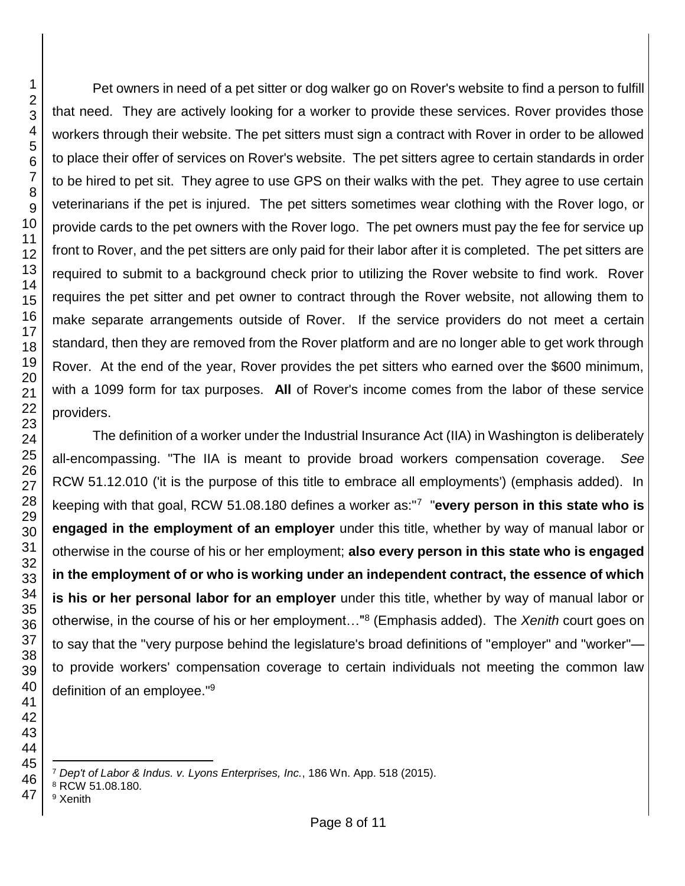Pet owners in need of a pet sitter or dog walker go on Rover's website to find a person to fulfill that need. They are actively looking for a worker to provide these services. Rover provides those workers through their website. The pet sitters must sign a contract with Rover in order to be allowed to place their offer of services on Rover's website. The pet sitters agree to certain standards in order to be hired to pet sit. They agree to use GPS on their walks with the pet. They agree to use certain veterinarians if the pet is injured. The pet sitters sometimes wear clothing with the Rover logo, or provide cards to the pet owners with the Rover logo. The pet owners must pay the fee for service up front to Rover, and the pet sitters are only paid for their labor after it is completed. The pet sitters are required to submit to a background check prior to utilizing the Rover website to find work. Rover requires the pet sitter and pet owner to contract through the Rover website, not allowing them to make separate arrangements outside of Rover. If the service providers do not meet a certain standard, then they are removed from the Rover platform and are no longer able to get work through Rover. At the end of the year, Rover provides the pet sitters who earned over the $600 minimum, with a 1099 form for tax purposes. **All** of Rover's income comes from the labor of these service providers.

The definition of a worker under the Industrial Insurance Act (IIA) in Washington is deliberately all-encompassing. "The IIA is meant to provide broad workers compensation coverage. *See* RCW 51.12.010 ('it is the purpose of this title to embrace all employments') (emphasis added). In keeping with that goal, RCW 51.08.180 defines a worker as:"[7] "**every person in this state who is engaged in the employment of an employer** under this title, whether by way of manual labor or otherwise in the course of his or her employment; **also every person in this state who is engaged in the employment of or who is working under an independent contract, the essence of which is his or her personal labor for an employer** under this title, whether by way of manual labor or otherwise, in the course of his or her employment…"[8] (Emphasis added). The *Xenith* court goes on to say that the "very purpose behind the legislature's broad definitions of "employer" and "worker"— to provide workers' compensation coverage to certain individuals not meeting the common law definition of an employee."[9]

---

[7] *Dep't of Labor & Indus. v. Lyons Enterprises, Inc.*, 186 Wn. App. 518 (2015).

[8] RCW 51.08.180.

[9] Xenith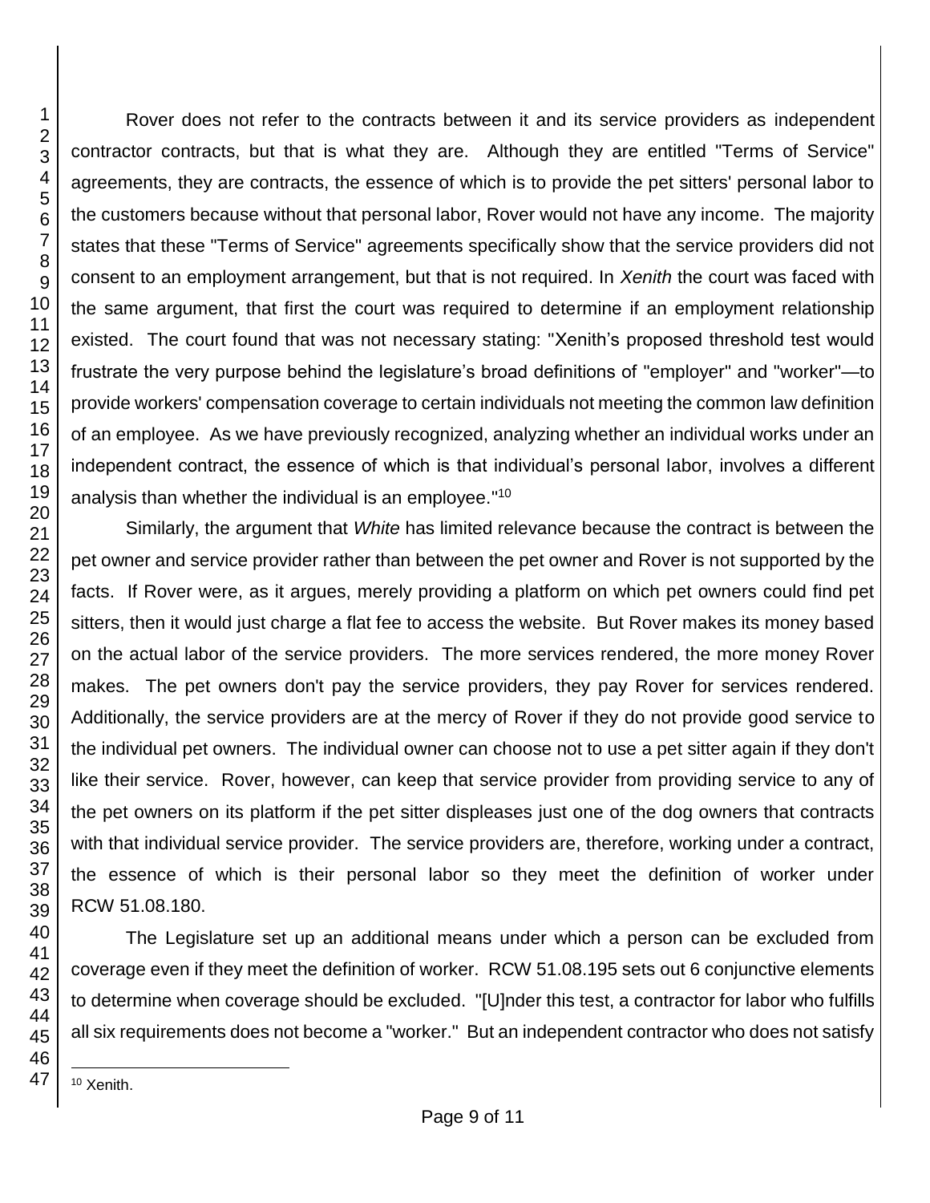Rover does not refer to the contracts between it and its service providers as independent contractor contracts, but that is what they are. Although they are entitled "Terms of Service" agreements, they are contracts, the essence of which is to provide the pet sitters' personal labor to the customers because without that personal labor, Rover would not have any income. The majority states that these "Terms of Service" agreements specifically show that the service providers did not consent to an employment arrangement, but that is not required. In *Xenith* the court was faced with the same argument, that first the court was required to determine if an employment relationship existed. The court found that was not necessary stating: "Xenith's proposed threshold test would frustrate the very purpose behind the legislature's broad definitions of "employer" and "worker"—to provide workers' compensation coverage to certain individuals not meeting the common law definition of an employee. As we have previously recognized, analyzing whether an individual works under an independent contract, the essence of which is that individual's personal labor, involves a different analysis than whether the individual is an employee."[10]

Similarly, the argument that *White* has limited relevance because the contract is between the pet owner and service provider rather than between the pet owner and Rover is not supported by the facts. If Rover were, as it argues, merely providing a platform on which pet owners could find pet sitters, then it would just charge a flat fee to access the website. But Rover makes its money based on the actual labor of the service providers. The more services rendered, the more money Rover makes. The pet owners don't pay the service providers, they pay Rover for services rendered. Additionally, the service providers are at the mercy of Rover if they do not provide good service to the individual pet owners. The individual owner can choose not to use a pet sitter again if they don't like their service. Rover, however, can keep that service provider from providing service to any of the pet owners on its platform if the pet sitter displeases just one of the dog owners that contracts with that individual service provider. The service providers are, therefore, working under a contract, the essence of which is their personal labor so they meet the definition of worker under RCW 51.08.180.

The Legislature set up an additional means under which a person can be excluded from coverage even if they meet the definition of worker. RCW 51.08.195 sets out 6 conjunctive elements to determine when coverage should be excluded. "[U]nder this test, a contractor for labor who fulfills all six requirements does not become a "worker." But an independent contractor who does not satisfy

---

[10] Xenith.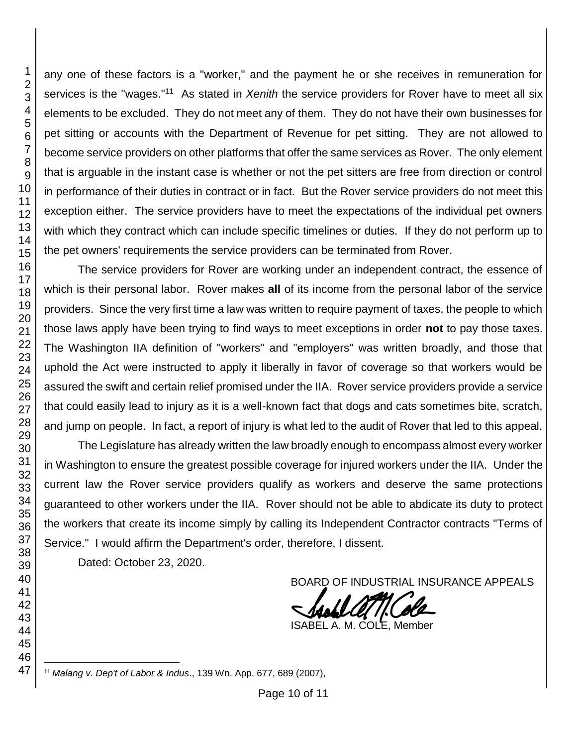any one of these factors is a "worker," and the payment he or she receives in remuneration for services is the "wages."[11] As stated in *Xenith* the service providers for Rover have to meet all six elements to be excluded. They do not meet any of them. They do not have their own businesses for pet sitting or accounts with the Department of Revenue for pet sitting. They are not allowed to become service providers on other platforms that offer the same services as Rover. The only element that is arguable in the instant case is whether or not the pet sitters are free from direction or control in performance of their duties in contract or in fact. But the Rover service providers do not meet this exception either. The service providers have to meet the expectations of the individual pet owners with which they contract which can include specific timelines or duties. If they do not perform up to the pet owners' requirements the service providers can be terminated from Rover.

The service providers for Rover are working under an independent contract, the essence of which is their personal labor. Rover makes **all** of its income from the personal labor of the service providers. Since the very first time a law was written to require payment of taxes, the people to which those laws apply have been trying to find ways to meet exceptions in order **not** to pay those taxes. The Washington IIA definition of "workers" and "employers" was written broadly, and those that uphold the Act were instructed to apply it liberally in favor of coverage so that workers would be assured the swift and certain relief promised under the IIA. Rover service providers provide a service that could easily lead to injury as it is a well-known fact that dogs and cats sometimes bite, scratch, and jump on people. In fact, a report of injury is what led to the audit of Rover that led to this appeal.

The Legislature has already written the law broadly enough to encompass almost every worker in Washington to ensure the greatest possible coverage for injured workers under the IIA. Under the current law the Rover service providers qualify as workers and deserve the same protections guaranteed to other workers under the IIA. Rover should not be able to abdicate its duty to protect the workers that create its income simply by calling its Independent Contractor contracts "Terms of Service." I would affirm the Department's order, therefore, I dissent.

Dated: October 23, 2020.

BOARD OF INDUSTRIAL INSURANCE APPEALS

ISABEL A. M. COLE, Member

---

[11] *Malang v. Dep't of Labor & Indus*., 139 Wn. App. 677, 689 (2007),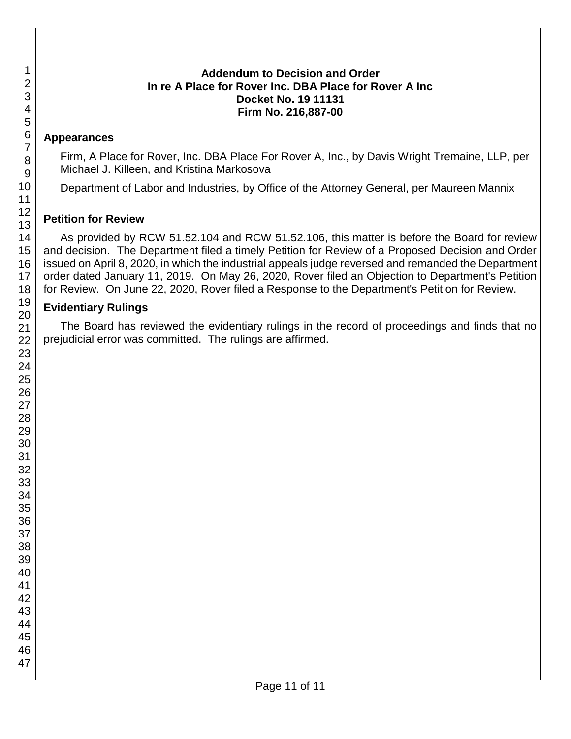**Addendum to Decision and Order**
**In re A Place for Rover Inc. DBA Place for Rover A Inc**
**Docket No. 19 11131**
**Firm No. 216,887-00**

## Appearances

Firm, A Place for Rover, Inc. DBA Place For Rover A, Inc., by Davis Wright Tremaine, LLP, per Michael J. Killeen, and Kristina Markosova

Department of Labor and Industries, by Office of the Attorney General, per Maureen Mannix

## Petition for Review

As provided by RCW 51.52.104 and RCW 51.52.106, this matter is before the Board for review and decision. The Department filed a timely Petition for Review of a Proposed Decision and Order issued on April 8, 2020, in which the industrial appeals judge reversed and remanded the Department order dated January 11, 2019. On May 26, 2020, Rover filed an Objection to Department's Petition for Review. On June 22, 2020, Rover filed a Response to the Department's Petition for Review.

## Evidentiary Rulings

The Board has reviewed the evidentiary rulings in the record of proceedings and finds that no prejudicial error was committed. The rulings are affirmed.